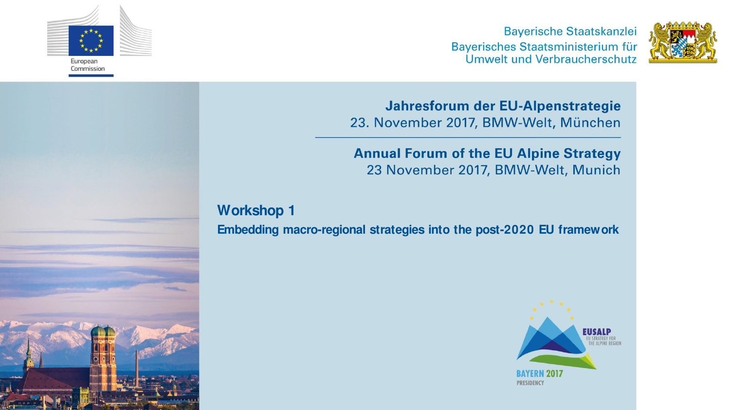European Commission

Bayerische Staatskanzlei
Bayerisches Staatsministerium für Umwelt und Verbraucherschutz

**Jahresforum der EU-Alpenstrategie**
23. November 2017, BMW-Welt, München

**Annual Forum of the EU Alpine Strategy**
23 November 2017, BMW-Welt, Munich

# Workshop 1

## Embedding macro-regional strategies into the post-2020 EU framework

EUSALP
EU STRATEGY FOR THE ALPINE REGION
BAYERN 2017
PRESIDENCY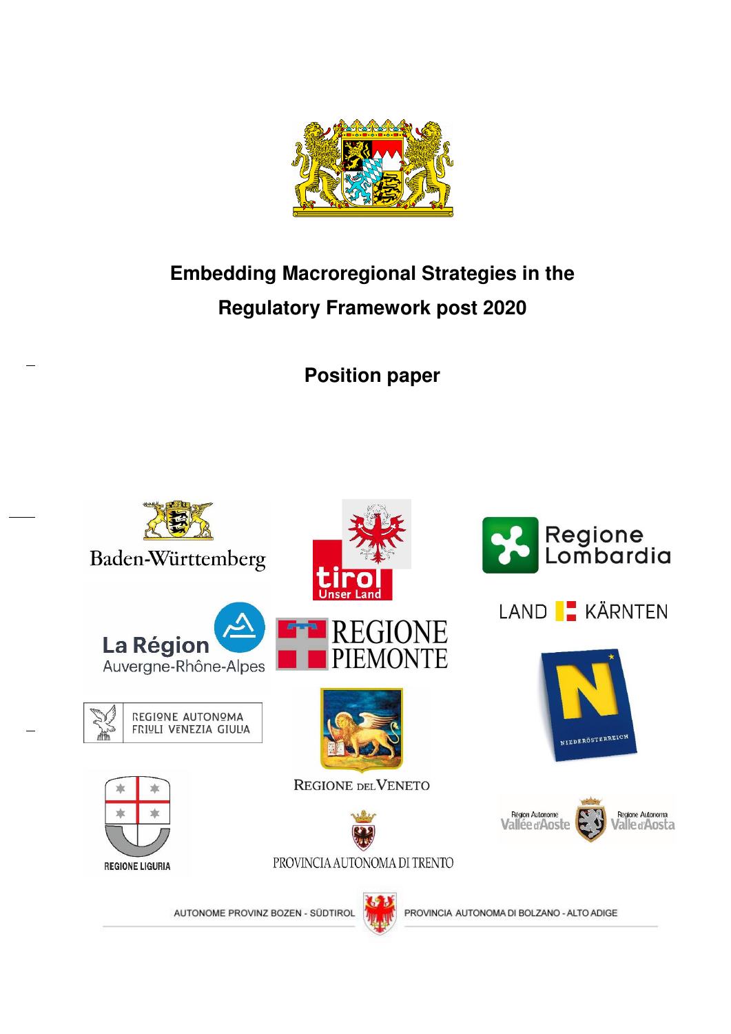# Embedding Macroregional Strategies in the Regulatory Framework post 2020

## Position paper

Baden-Württemberg

tirol Unser Land

Regione Lombardia

LAND KÄRNTEN

La Région Auvergne-Rhône-Alpes

REGIONE PIEMONTE

REGIONE AUTONOMA FRIULI VENEZIA GIULIA

NIEDERÖSTERREICH

REGIONE DEL VENETO

Région Autonome Vallée d'Aoste — Regione Autonoma Valle d'Aosta

REGIONE LIGURIA

PROVINCIA AUTONOMA DI TRENTO

AUTONOME PROVINZ BOZEN - SÜDTIROL — PROVINCIA AUTONOMA DI BOLZANO - ALTO ADIGE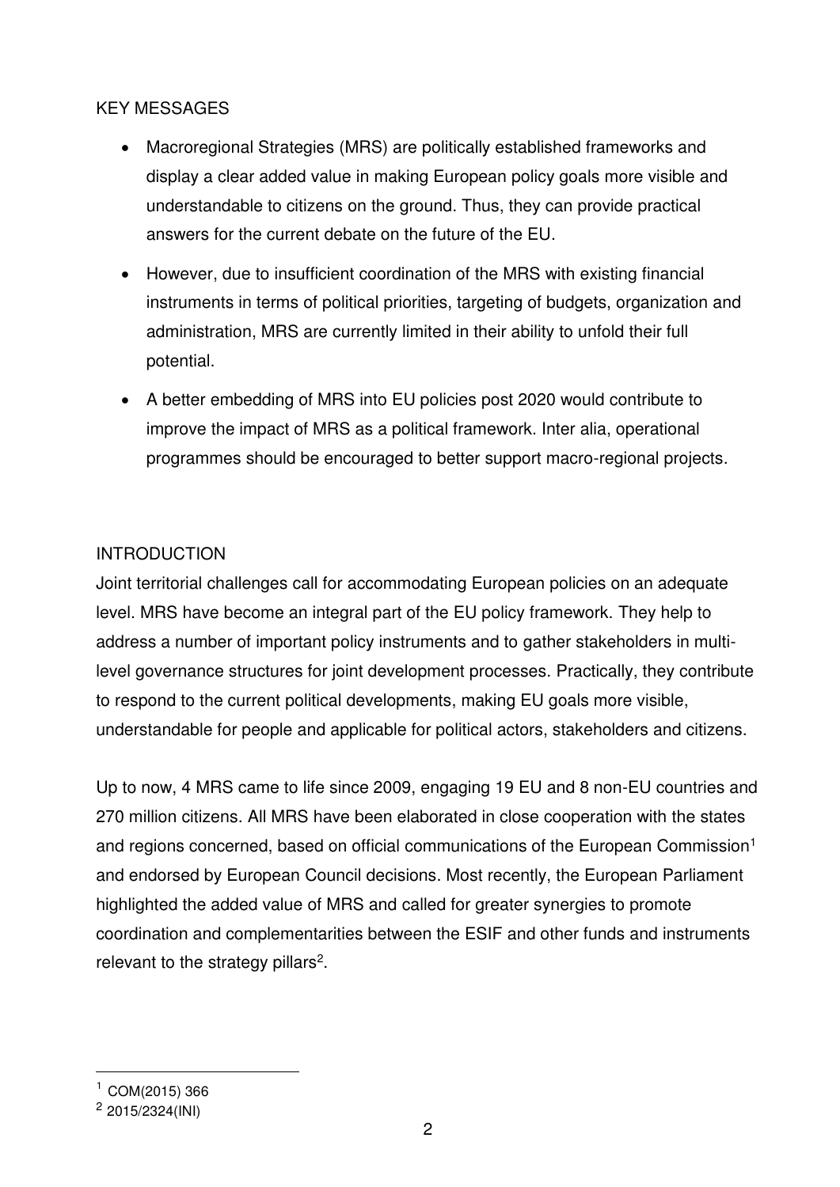## KEY MESSAGES

- Macroregional Strategies (MRS) are politically established frameworks and display a clear added value in making European policy goals more visible and understandable to citizens on the ground. Thus, they can provide practical answers for the current debate on the future of the EU.
- However, due to insufficient coordination of the MRS with existing financial instruments in terms of political priorities, targeting of budgets, organization and administration, MRS are currently limited in their ability to unfold their full potential.
- A better embedding of MRS into EU policies post 2020 would contribute to improve the impact of MRS as a political framework. Inter alia, operational programmes should be encouraged to better support macro-regional projects.

## INTRODUCTION

Joint territorial challenges call for accommodating European policies on an adequate level. MRS have become an integral part of the EU policy framework. They help to address a number of important policy instruments and to gather stakeholders in multi-level governance structures for joint development processes. Practically, they contribute to respond to the current political developments, making EU goals more visible, understandable for people and applicable for political actors, stakeholders and citizens.

Up to now, 4 MRS came to life since 2009, engaging 19 EU and 8 non-EU countries and 270 million citizens. All MRS have been elaborated in close cooperation with the states and regions concerned, based on official communications of the European Commission[1] and endorsed by European Council decisions. Most recently, the European Parliament highlighted the added value of MRS and called for greater synergies to promote coordination and complementarities between the ESIF and other funds and instruments relevant to the strategy pillars[2].

---

[1] COM(2015) 366

[2] 2015/2324(INI)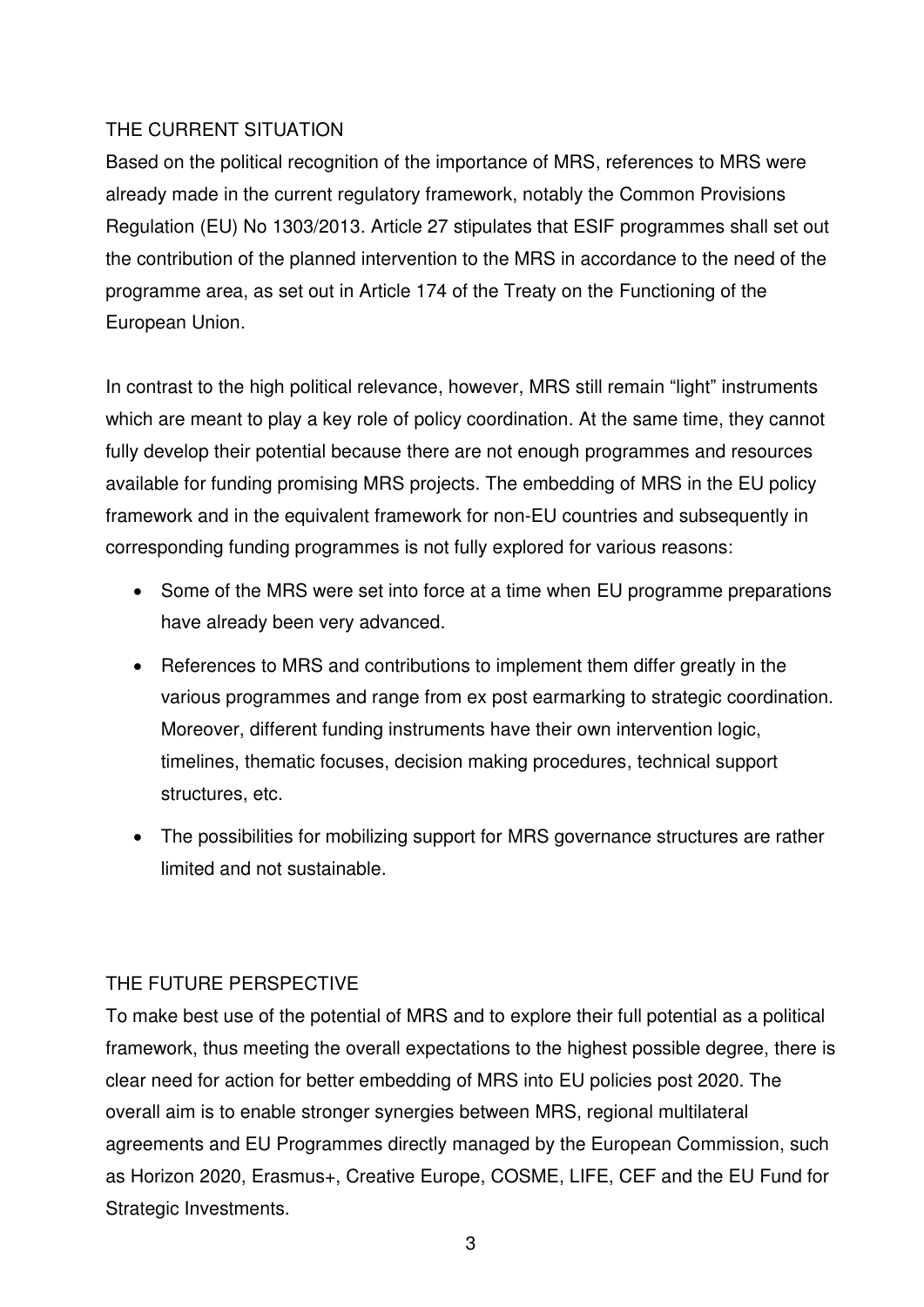## THE CURRENT SITUATION

Based on the political recognition of the importance of MRS, references to MRS were already made in the current regulatory framework, notably the Common Provisions Regulation (EU) No 1303/2013. Article 27 stipulates that ESIF programmes shall set out the contribution of the planned intervention to the MRS in accordance to the need of the programme area, as set out in Article 174 of the Treaty on the Functioning of the European Union.

In contrast to the high political relevance, however, MRS still remain "light" instruments which are meant to play a key role of policy coordination. At the same time, they cannot fully develop their potential because there are not enough programmes and resources available for funding promising MRS projects. The embedding of MRS in the EU policy framework and in the equivalent framework for non-EU countries and subsequently in corresponding funding programmes is not fully explored for various reasons:

- Some of the MRS were set into force at a time when EU programme preparations have already been very advanced.
- References to MRS and contributions to implement them differ greatly in the various programmes and range from ex post earmarking to strategic coordination. Moreover, different funding instruments have their own intervention logic, timelines, thematic focuses, decision making procedures, technical support structures, etc.
- The possibilities for mobilizing support for MRS governance structures are rather limited and not sustainable.

## THE FUTURE PERSPECTIVE

To make best use of the potential of MRS and to explore their full potential as a political framework, thus meeting the overall expectations to the highest possible degree, there is clear need for action for better embedding of MRS into EU policies post 2020. The overall aim is to enable stronger synergies between MRS, regional multilateral agreements and EU Programmes directly managed by the European Commission, such as Horizon 2020, Erasmus+, Creative Europe, COSME, LIFE, CEF and the EU Fund for Strategic Investments.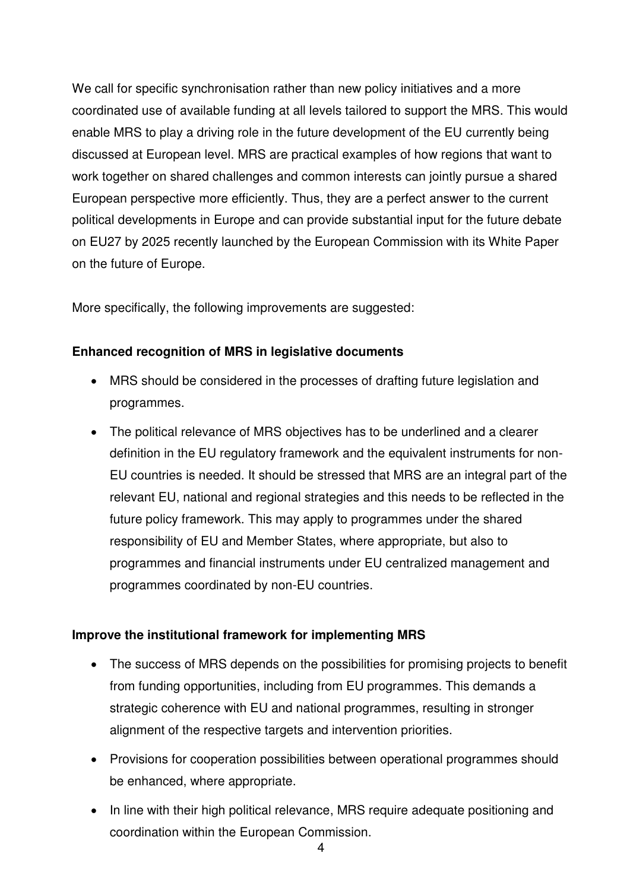We call for specific synchronisation rather than new policy initiatives and a more coordinated use of available funding at all levels tailored to support the MRS. This would enable MRS to play a driving role in the future development of the EU currently being discussed at European level. MRS are practical examples of how regions that want to work together on shared challenges and common interests can jointly pursue a shared European perspective more efficiently. Thus, they are a perfect answer to the current political developments in Europe and can provide substantial input for the future debate on EU27 by 2025 recently launched by the European Commission with its White Paper on the future of Europe.

More specifically, the following improvements are suggested:

**Enhanced recognition of MRS in legislative documents**

- MRS should be considered in the processes of drafting future legislation and programmes.
- The political relevance of MRS objectives has to be underlined and a clearer definition in the EU regulatory framework and the equivalent instruments for non-EU countries is needed. It should be stressed that MRS are an integral part of the relevant EU, national and regional strategies and this needs to be reflected in the future policy framework. This may apply to programmes under the shared responsibility of EU and Member States, where appropriate, but also to programmes and financial instruments under EU centralized management and programmes coordinated by non-EU countries.

**Improve the institutional framework for implementing MRS**

- The success of MRS depends on the possibilities for promising projects to benefit from funding opportunities, including from EU programmes. This demands a strategic coherence with EU and national programmes, resulting in stronger alignment of the respective targets and intervention priorities.
- Provisions for cooperation possibilities between operational programmes should be enhanced, where appropriate.
- In line with their high political relevance, MRS require adequate positioning and coordination within the European Commission.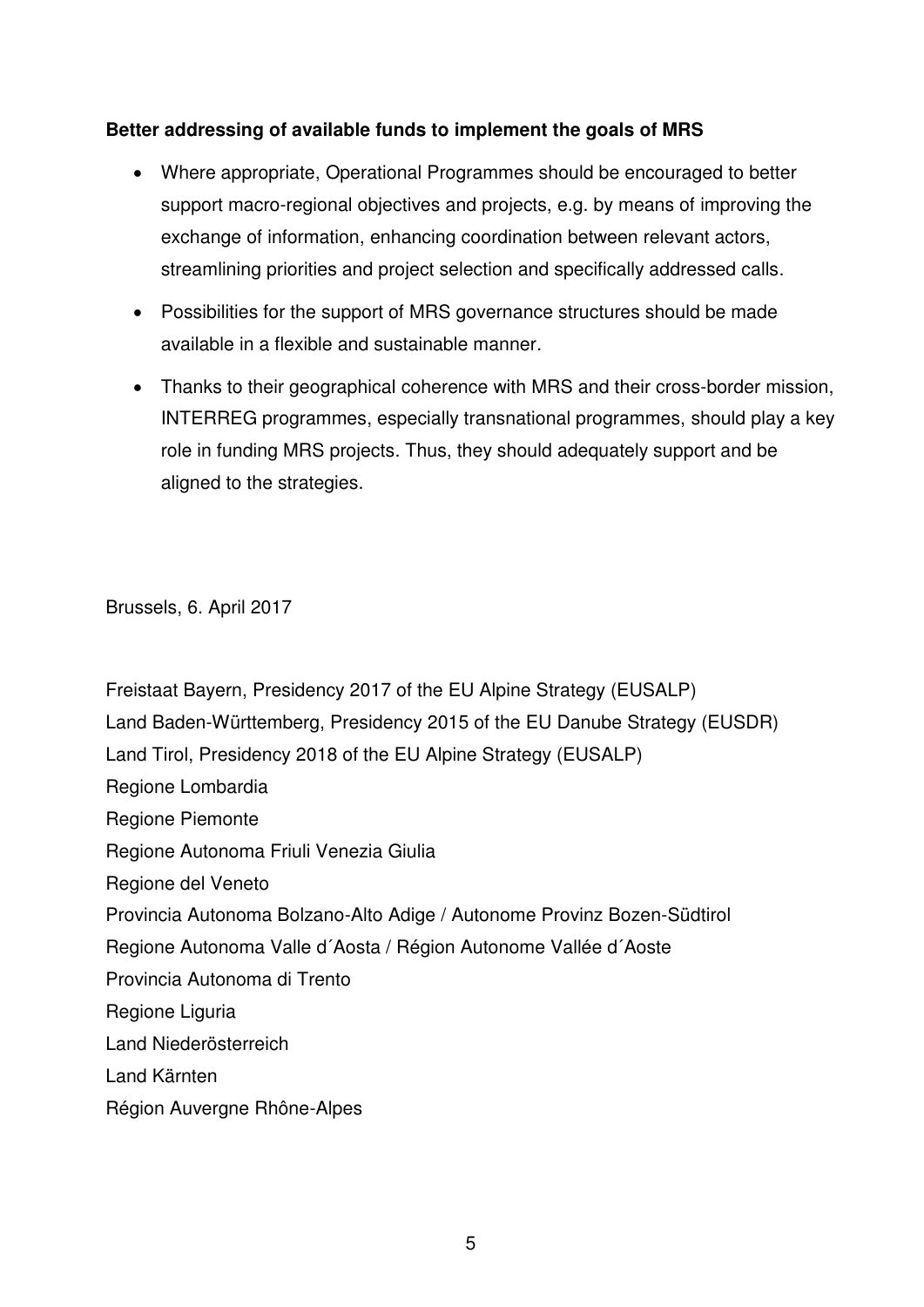**Better addressing of available funds to implement the goals of MRS**

- Where appropriate, Operational Programmes should be encouraged to better support macro-regional objectives and projects, e.g. by means of improving the exchange of information, enhancing coordination between relevant actors, streamlining priorities and project selection and specifically addressed calls.
- Possibilities for the support of MRS governance structures should be made available in a flexible and sustainable manner.
- Thanks to their geographical coherence with MRS and their cross-border mission, INTERREG programmes, especially transnational programmes, should play a key role in funding MRS projects. Thus, they should adequately support and be aligned to the strategies.

Brussels, 6. April 2017

Freistaat Bayern, Presidency 2017 of the EU Alpine Strategy (EUSALP)
Land Baden-Württemberg, Presidency 2015 of the EU Danube Strategy (EUSDR)
Land Tirol, Presidency 2018 of the EU Alpine Strategy (EUSALP)
Regione Lombardia
Regione Piemonte
Regione Autonoma Friuli Venezia Giulia
Regione del Veneto
Provincia Autonoma Bolzano-Alto Adige / Autonome Provinz Bozen-Südtirol
Regione Autonoma Valle d´Aosta / Région Autonome Vallée d´Aoste
Provincia Autonoma di Trento
Regione Liguria
Land Niederösterreich
Land Kärnten
Région Auvergne Rhône-Alpes